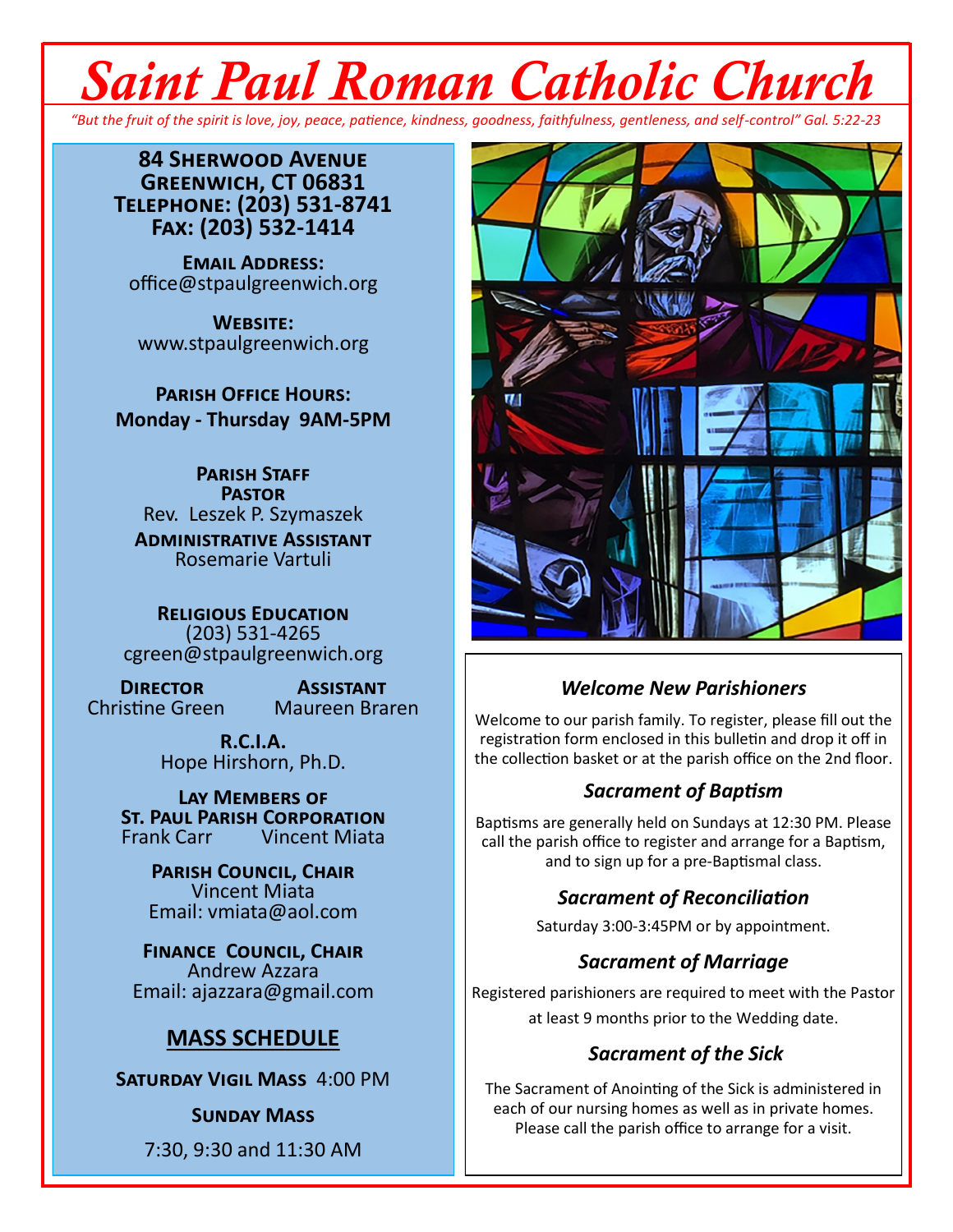# Saint Paul Roman Catholic Church

*"But the fruit of the spirit is love, joy, peace, patience, kindness, goodness, faithfulness, gentleness, and self-control" Gal. 5:22-23*

**84 Sherwood Avenue**
**Greenwich, CT 06831**
**Telephone: (203) 531-8741**
**Fax: (203) 532-1414**

**Email Address:**
office@stpaulgreenwich.org

**Website:**
www.stpaulgreenwich.org

**Parish Office Hours:**
**Monday - Thursday 9AM-5PM**

**Parish Staff**

**Pastor**
Rev. Leszek P. Szymaszek

**Administrative Assistant**
Rosemarie Vartuli

**Religious Education**
(203) 531-4265
cgreen@stpaulgreenwich.org

**Director**
Christine Green

**Assistant**
Maureen Braren

**R.C.I.A.**
Hope Hirshorn, Ph.D.

**Lay Members of St. Paul Parish Corporation**
Frank Carr    Vincent Miata

**Parish Council, Chair**
Vincent Miata
Email: vmiata@aol.com

**Finance Council, Chair**
Andrew Azzara
Email: ajazzara@gmail.com

## MASS SCHEDULE

**Saturday Vigil Mass** 4:00 PM

**Sunday Mass**

7:30, 9:30 and 11:30 AM

### *Welcome New Parishioners*

Welcome to our parish family. To register, please fill out the registration form enclosed in this bulletin and drop it off in the collection basket or at the parish office on the 2nd floor.

### *Sacrament of Baptism*

Baptisms are generally held on Sundays at 12:30 PM. Please call the parish office to register and arrange for a Baptism, and to sign up for a pre-Baptismal class.

### *Sacrament of Reconciliation*

Saturday 3:00-3:45PM or by appointment.

### *Sacrament of Marriage*

Registered parishioners are required to meet with the Pastor at least 9 months prior to the Wedding date.

### *Sacrament of the Sick*

The Sacrament of Anointing of the Sick is administered in each of our nursing homes as well as in private homes. Please call the parish office to arrange for a visit.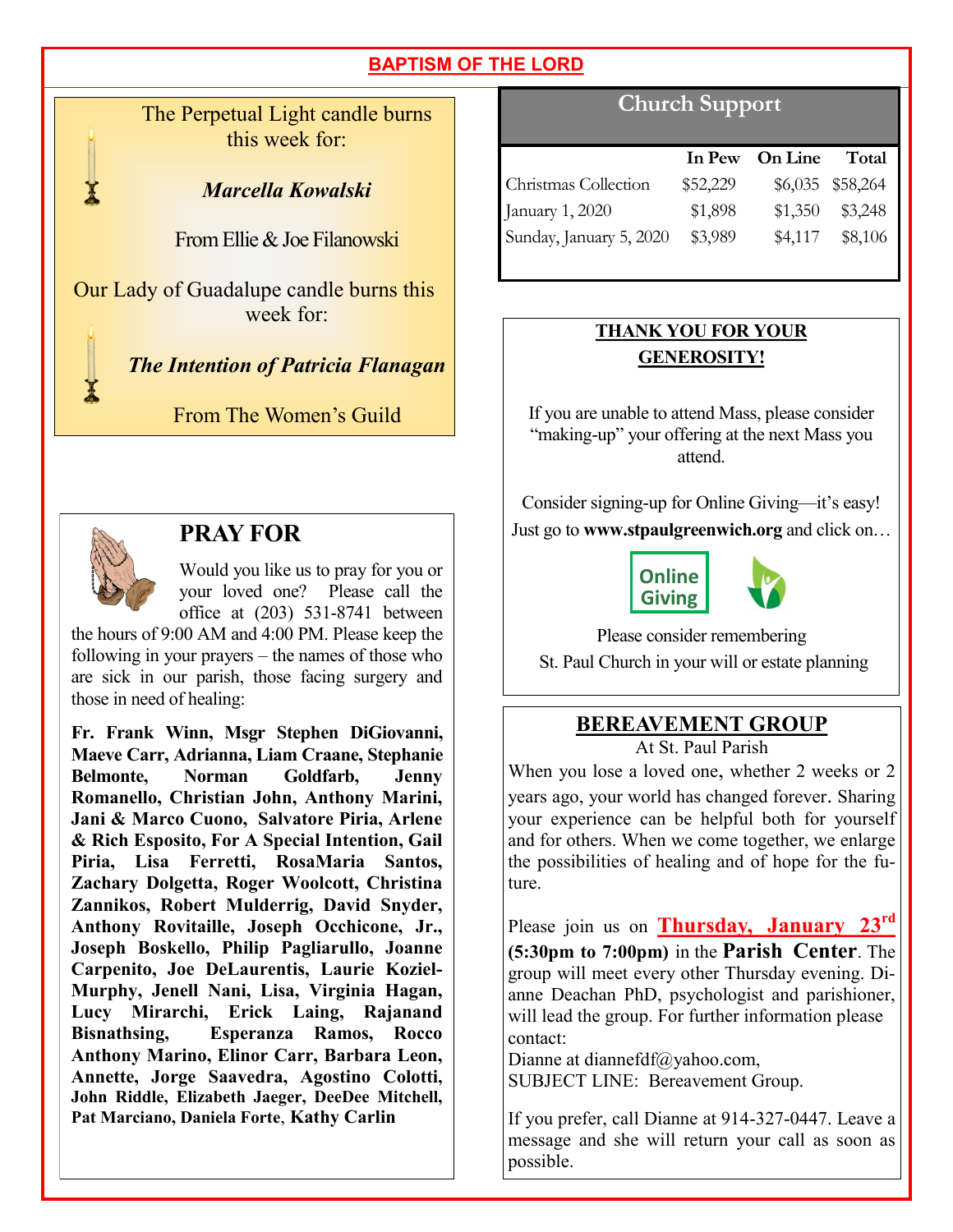## BAPTISM OF THE LORD

The Perpetual Light candle burns this week for:

***Marcella Kowalski***

From Ellie & Joe Filanowski

Our Lady of Guadalupe candle burns this week for:

***The Intention of Patricia Flanagan***

From The Women's Guild

## PRAY FOR

Would you like us to pray for you or your loved one? Please call the office at (203) 531-8741 between the hours of 9:00 AM and 4:00 PM. Please keep the following in your prayers – the names of those who are sick in our parish, those facing surgery and those in need of healing:

**Fr. Frank Winn, Msgr Stephen DiGiovanni, Maeve Carr, Adrianna, Liam Craane, Stephanie Belmonte, Norman Goldfarb, Jenny Romanello, Christian John, Anthony Marini, Jani & Marco Cuono, Salvatore Piria, Arlene & Rich Esposito, For A Special Intention, Gail Piria, Lisa Ferretti, RosaMaria Santos, Zachary Dolgetta, Roger Woolcott, Christina Zannikos, Robert Mulderrig, David Snyder, Anthony Rovitaille, Joseph Occhicone, Jr., Joseph Boskello, Philip Pagliarullo, Joanne Carpenito, Joe DeLaurentis, Laurie Koziel-Murphy, Jenell Nani, Lisa, Virginia Hagan, Lucy Mirarchi, Erick Laing, Rajanand Bisnathsing, Esperanza Ramos, Rocco Anthony Marino, Elinor Carr, Barbara Leon, Annette, Jorge Saavedra, Agostino Colotti, John Riddle, Elizabeth Jaeger, DeeDee Mitchell, Pat Marciano, Daniela Forte, Kathy Carlin**

## Church Support

| | In Pew | On Line | Total |
|---|---|---|---|
| Christmas Collection | $52,229 | $6,035 | $58,264 |
| January 1, 2020 | $1,898 | $1,350 | $3,248 |
| Sunday, January 5, 2020 | $3,989 | $4,117 | $8,106 |

**THANK YOU FOR YOUR GENEROSITY!**

If you are unable to attend Mass, please consider "making-up" your offering at the next Mass you attend.

Consider signing-up for Online Giving—it's easy! Just go to **www.stpaulgreenwich.org** and click on…

Online Giving

Please consider remembering St. Paul Church in your will or estate planning

## BEREAVEMENT GROUP

At St. Paul Parish

When you lose a loved one, whether 2 weeks or 2 years ago, your world has changed forever. Sharing your experience can be helpful both for yourself and for others. When we come together, we enlarge the possibilities of healing and of hope for the future.

Please join us on **Thursday, January 23rd** **(5:30pm to 7:00pm)** in the **Parish Center**. The group will meet every other Thursday evening. Dianne Deachan PhD, psychologist and parishioner, will lead the group. For further information please contact:
Dianne at diannefdf@yahoo.com,
SUBJECT LINE: Bereavement Group.

If you prefer, call Dianne at 914-327-0447. Leave a message and she will return your call as soon as possible.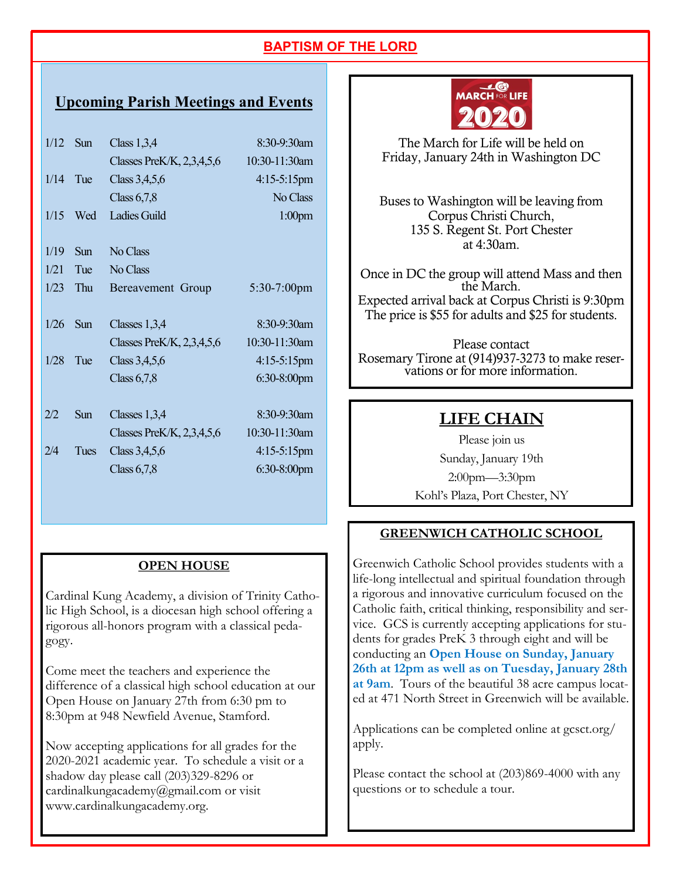## BAPTISM OF THE LORD

### Upcoming Parish Meetings and Events

| | | | |
|---|---|---|---|
| 1/12 | Sun | Class 1,3,4 | 8:30-9:30am |
| | | Classes PreK/K, 2,3,4,5,6 | 10:30-11:30am |
| 1/14 | Tue | Class 3,4,5,6 | 4:15-5:15pm |
| | | Class 6,7,8 | No Class |
| 1/15 | Wed | Ladies Guild | 1:00pm |
| 1/19 | Sun | No Class | |
| 1/21 | Tue | No Class | |
| 1/23 | Thu | Bereavement Group | 5:30-7:00pm |
| 1/26 | Sun | Classes 1,3,4 | 8:30-9:30am |
| | | Classes PreK/K, 2,3,4,5,6 | 10:30-11:30am |
| 1/28 | Tue | Class 3,4,5,6 | 4:15-5:15pm |
| | | Class 6,7,8 | 6:30-8:00pm |
| 2/2 | Sun | Classes 1,3,4 | 8:30-9:30am |
| | | Classes PreK/K, 2,3,4,5,6 | 10:30-11:30am |
| 2/4 | Tues | Class 3,4,5,6 | 4:15-5:15pm |
| | | Class 6,7,8 | 6:30-8:00pm |

### OPEN HOUSE

Cardinal Kung Academy, a division of Trinity Catholic High School, is a diocesan high school offering a rigorous all-honors program with a classical pedagogy.

Come meet the teachers and experience the difference of a classical high school education at our Open House on January 27th from 6:30 pm to 8:30pm at 948 Newfield Avenue, Stamford.

Now accepting applications for all grades for the 2020-2021 academic year. To schedule a visit or a shadow day please call (203)329-8296 or cardinalkungacademy@gmail.com or visit www.cardinalkungacademy.org.

### MARCH FOR LIFE 2020

The March for Life will be held on Friday, January 24th in Washington DC

Buses to Washington will be leaving from Corpus Christi Church, 135 S. Regent St. Port Chester at 4:30am.

Once in DC the group will attend Mass and then the March.
Expected arrival back at Corpus Christi is 9:30pm
The price is $55 for adults and $25 for students.

Please contact Rosemary Tirone at (914)937-3273 to make reservations or for more information.

### LIFE CHAIN

Please join us
Sunday, January 19th
2:00pm—3:30pm
Kohl's Plaza, Port Chester, NY

### GREENWICH CATHOLIC SCHOOL

Greenwich Catholic School provides students with a life-long intellectual and spiritual foundation through a rigorous and innovative curriculum focused on the Catholic faith, critical thinking, responsibility and service. GCS is currently accepting applications for students for grades PreK 3 through eight and will be conducting an **Open House on Sunday, January 26th at 12pm as well as on Tuesday, January 28th at 9am**. Tours of the beautiful 38 acre campus located at 471 North Street in Greenwich will be available.

Applications can be completed online at gcsct.org/apply.

Please contact the school at (203)869-4000 with any questions or to schedule a tour.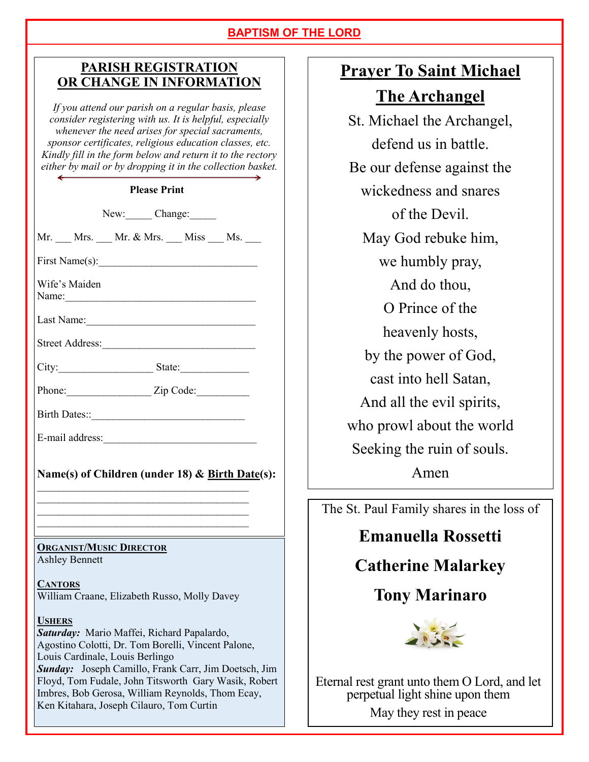**BAPTISM OF THE LORD**

## PARISH REGISTRATION OR CHANGE IN INFORMATION

*If you attend our parish on a regular basis, please consider registering with us. It is helpful, especially whenever the need arises for special sacraments, sponsor certificates, religious education classes, etc. Kindly fill in the form below and return it to the rectory either by mail or by dropping it in the collection basket.*

**Please Print**

New:_____ Change:_____

Mr. ___ Mrs. ___ Mr. & Mrs. ___ Miss ___ Ms. ___

First Name(s):_______________________________

Wife's Maiden Name:_____________________________________

Last Name:__________________________________

Street Address:______________________________

City:__________________ State:_____________

Phone:________________ Zip Code:__________

Birth Dates::______________________________

E-mail address:______________________________

**Name(s) of Children (under 18) & Birth Date(s):**

_______________________________________
_______________________________________
_______________________________________
_______________________________________

**ORGANIST/MUSIC DIRECTOR**
Ashley Bennett

**CANTORS**
William Craane, Elizabeth Russo, Molly Davey

**USHERS**
***Saturday:*** Mario Maffei, Richard Papalardo, Agostino Colotti, Dr. Tom Borelli, Vincent Palone, Louis Cardinale, Louis Berlingo
***Sunday:*** Joseph Camillo, Frank Carr, Jim Doetsch, Jim Floyd, Tom Fudale, John Titsworth Gary Wasik, Robert Imbres, Bob Gerosa, William Reynolds, Thom Ecay, Ken Kitahara, Joseph Cilauro, Tom Curtin

## Prayer To Saint Michael The Archangel

St. Michael the Archangel,
defend us in battle.
Be our defense against the
wickedness and snares
of the Devil.
May God rebuke him,
we humbly pray,
And do thou,
O Prince of the
heavenly hosts,
by the power of God,
cast into hell Satan,
And all the evil spirits,
who prowl about the world
Seeking the ruin of souls.
Amen

The St. Paul Family shares in the loss of

**Emanuella Rossetti**

**Catherine Malarkey**

**Tony Marinaro**

Eternal rest grant unto them O Lord, and let perpetual light shine upon them
May they rest in peace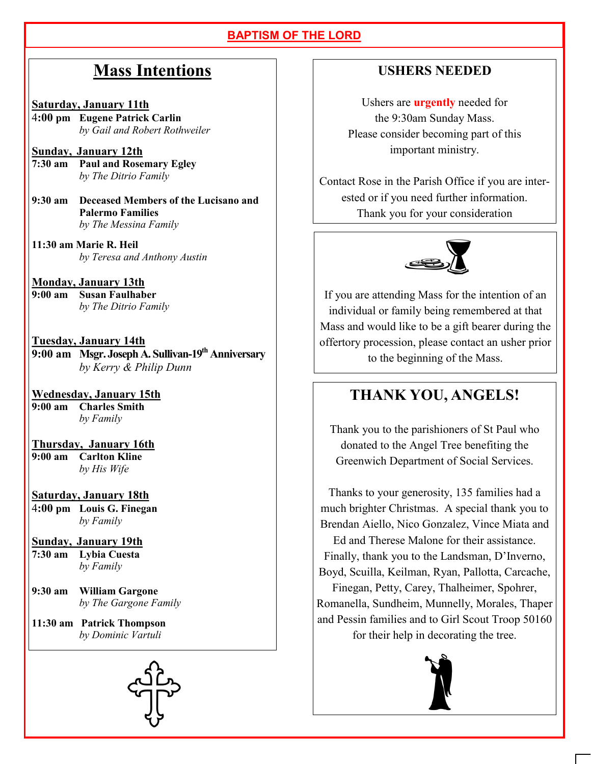**BAPTISM OF THE LORD**

# Mass Intentions

**Saturday, January 11th**
**4:00 pm Eugene Patrick Carlin**
*by Gail and Robert Rothweiler*

**Sunday, January 12th**
**7:30 am Paul and Rosemary Egley**
*by The Ditrio Family*

**9:30 am Deceased Members of the Lucisano and Palermo Families**
*by The Messina Family*

**11:30 am Marie R. Heil**
*by Teresa and Anthony Austin*

**Monday, January 13th**
**9:00 am Susan Faulhaber**
*by The Ditrio Family*

**Tuesday, January 14th**
**9:00 am Msgr. Joseph A. Sullivan-19th Anniversary**
*by Kerry & Philip Dunn*

**Wednesday, January 15th**
**9:00 am Charles Smith**
*by Family*

**Thursday, January 16th**
**9:00 am Carlton Kline**
*by His Wife*

**Saturday, January 18th**
**4:00 pm Louis G. Finegan**
*by Family*

**Sunday, January 19th**
**7:30 am Lybia Cuesta**
*by Family*

**9:30 am William Gargone**
*by The Gargone Family*

**11:30 am Patrick Thompson**
*by Dominic Vartuli*

## USHERS NEEDED

Ushers are **urgently** needed for the 9:30am Sunday Mass. Please consider becoming part of this important ministry.

Contact Rose in the Parish Office if you are interested or if you need further information. Thank you for your consideration

If you are attending Mass for the intention of an individual or family being remembered at that Mass and would like to be a gift bearer during the offertory procession, please contact an usher prior to the beginning of the Mass.

## THANK YOU, ANGELS!

Thank you to the parishioners of St Paul who donated to the Angel Tree benefiting the Greenwich Department of Social Services.

Thanks to your generosity, 135 families had a much brighter Christmas. A special thank you to Brendan Aiello, Nico Gonzalez, Vince Miata and Ed and Therese Malone for their assistance. Finally, thank you to the Landsman, D'Inverno, Boyd, Scuilla, Keilman, Ryan, Pallotta, Carcache, Finegan, Petty, Carey, Thalheimer, Spohrer, Romanella, Sundheim, Munnelly, Morales, Thaper and Pessin families and to Girl Scout Troop 50160 for their help in decorating the tree.